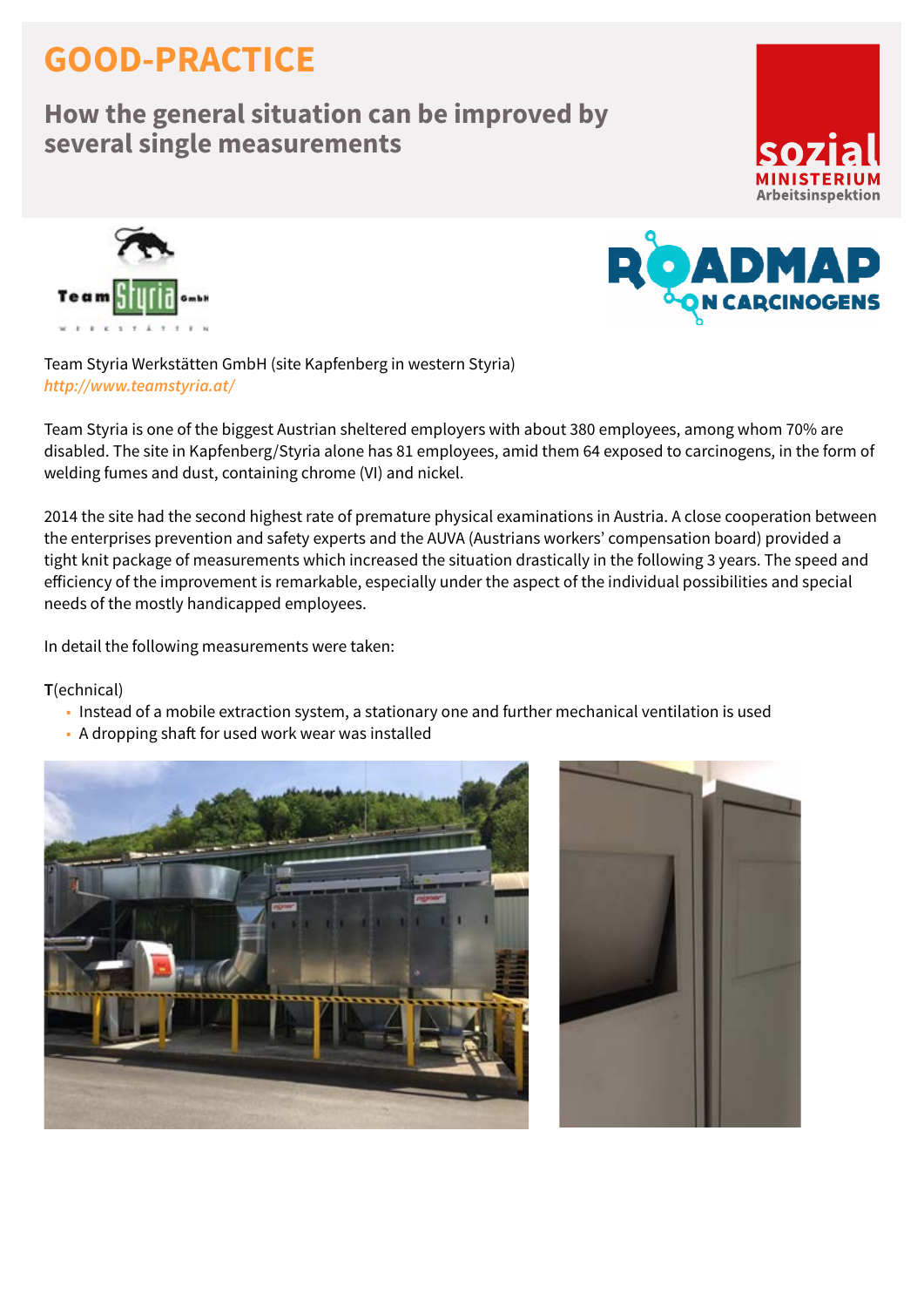# GOOD-PRACTICE

## How the general situation can be improved by several single measurements

Team Styria Werkstätten GmbH (site Kapfenberg in western Styria)
*http://www.teamstyria.at/*

Team Styria is one of the biggest Austrian sheltered employers with about 380 employees, among whom 70% are disabled. The site in Kapfenberg/Styria alone has 81 employees, amid them 64 exposed to carcinogens, in the form of welding fumes and dust, containing chrome (VI) and nickel.

2014 the site had the second highest rate of premature physical examinations in Austria. A close cooperation between the enterprises prevention and safety experts and the AUVA (Austrians workers' compensation board) provided a tight knit package of measurements which increased the situation drastically in the following 3 years. The speed and efficiency of the improvement is remarkable, especially under the aspect of the individual possibilities and special needs of the mostly handicapped employees.

In detail the following measurements were taken:

**T**(echnical)

- Instead of a mobile extraction system, a stationary one and further mechanical ventilation is used
- A dropping shaft for used work wear was installed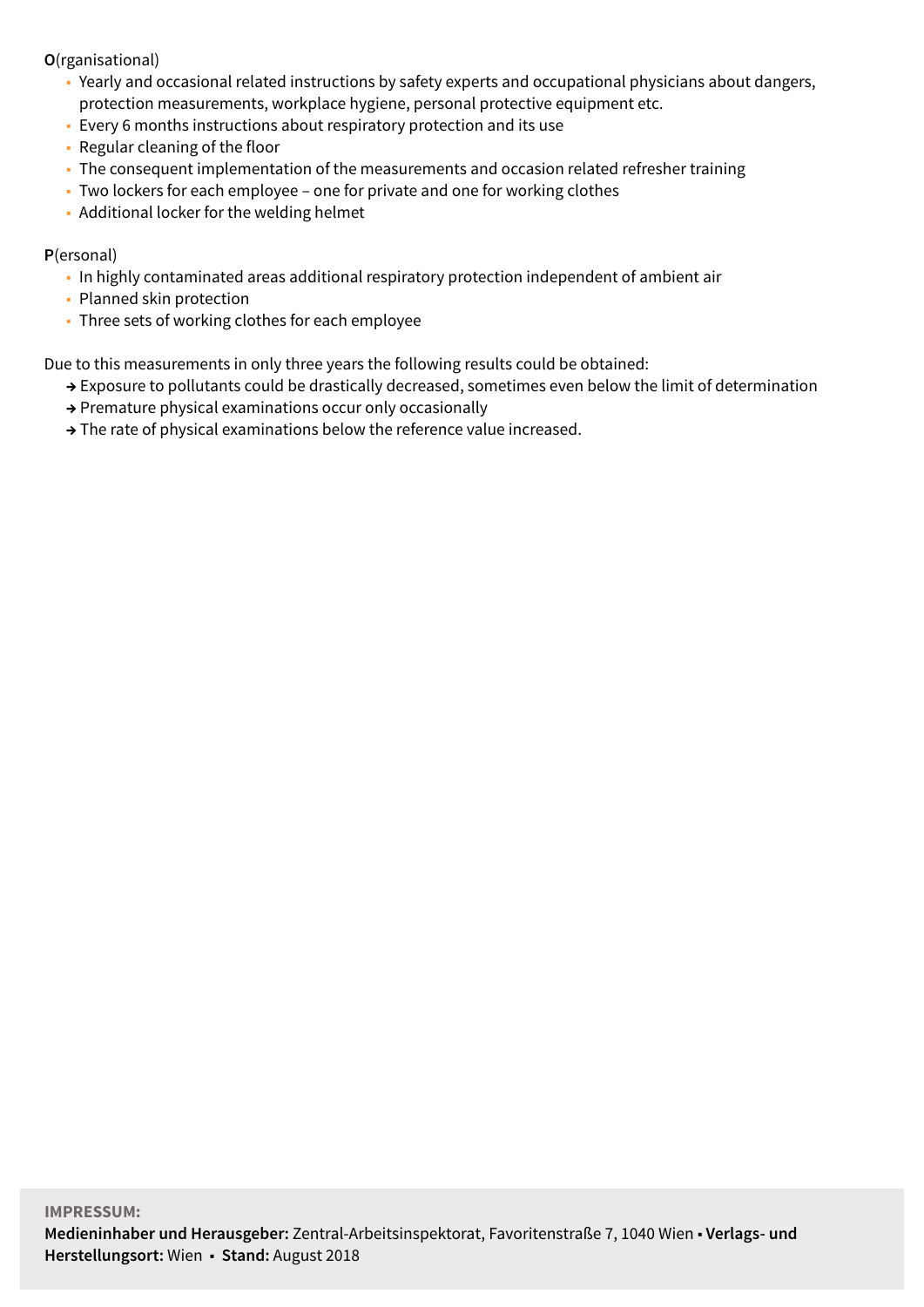**O**(rganisational)

- Yearly and occasional related instructions by safety experts and occupational physicians about dangers, protection measurements, workplace hygiene, personal protective equipment etc.
- Every 6 months instructions about respiratory protection and its use
- Regular cleaning of the floor
- The consequent implementation of the measurements and occasion related refresher training
- Two lockers for each employee – one for private and one for working clothes
- Additional locker for the welding helmet

**P**(ersonal)

- In highly contaminated areas additional respiratory protection independent of ambient air
- Planned skin protection
- Three sets of working clothes for each employee

Due to this measurements in only three years the following results could be obtained:

→ Exposure to pollutants could be drastically decreased, sometimes even below the limit of determination
→ Premature physical examinations occur only occasionally
→ The rate of physical examinations below the reference value increased.

**IMPRESSUM:**
**Medieninhaber und Herausgeber:** Zentral-Arbeitsinspektorat, Favoritenstraße 7, 1040 Wien ▪ **Verlags- und Herstellungsort:** Wien ▪ **Stand:** August 2018